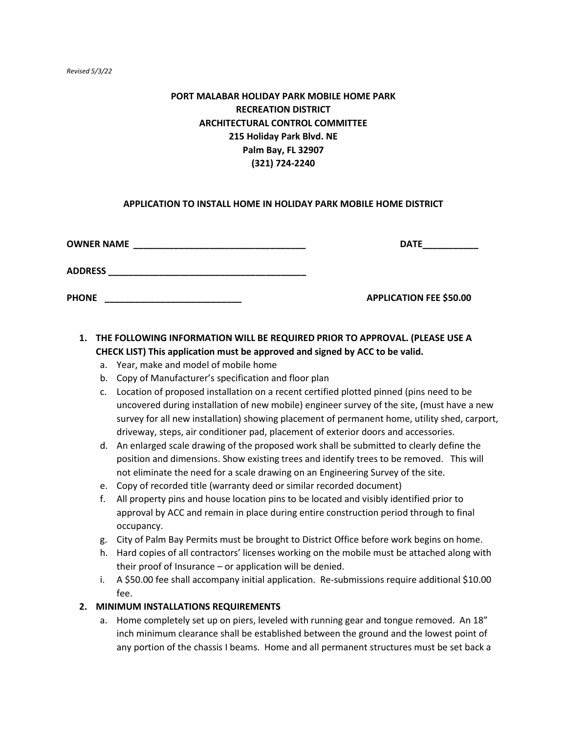*Revised 5/3/22*

**PORT MALABAR HOLIDAY PARK MOBILE HOME PARK**
**RECREATION DISTRICT**
**ARCHITECTURAL CONTROL COMMITTEE**
**215 Holiday Park Blvd. NE**
**Palm Bay, FL 32907**
**(321) 724-2240**

**APPLICATION TO INSTALL HOME IN HOLIDAY PARK MOBILE HOME DISTRICT**

**OWNER NAME** __________________________________ **DATE**___________

**ADDRESS** _______________________________________

**PHONE** __________________________ **APPLICATION FEE $50.00**

1. **THE FOLLOWING INFORMATION WILL BE REQUIRED PRIOR TO APPROVAL. (PLEASE USE A CHECK LIST) This application must be approved and signed by ACC to be valid.**
   a. Year, make and model of mobile home
   b. Copy of Manufacturer's specification and floor plan
   c. Location of proposed installation on a recent certified plotted pinned (pins need to be uncovered during installation of new mobile) engineer survey of the site, (must have a new survey for all new installation) showing placement of permanent home, utility shed, carport, driveway, steps, air conditioner pad, placement of exterior doors and accessories.
   d. An enlarged scale drawing of the proposed work shall be submitted to clearly define the position and dimensions. Show existing trees and identify trees to be removed. This will not eliminate the need for a scale drawing on an Engineering Survey of the site.
   e. Copy of recorded title (warranty deed or similar recorded document)
   f. All property pins and house location pins to be located and visibly identified prior to approval by ACC and remain in place during entire construction period through to final occupancy.
   g. City of Palm Bay Permits must be brought to District Office before work begins on home.
   h. Hard copies of all contractors' licenses working on the mobile must be attached along with their proof of Insurance – or application will be denied.
   i. A $50.00 fee shall accompany initial application. Re-submissions require additional $10.00 fee.
2. **MINIMUM INSTALLATIONS REQUIREMENTS**
   a. Home completely set up on piers, leveled with running gear and tongue removed. An 18" inch minimum clearance shall be established between the ground and the lowest point of any portion of the chassis I beams. Home and all permanent structures must be set back a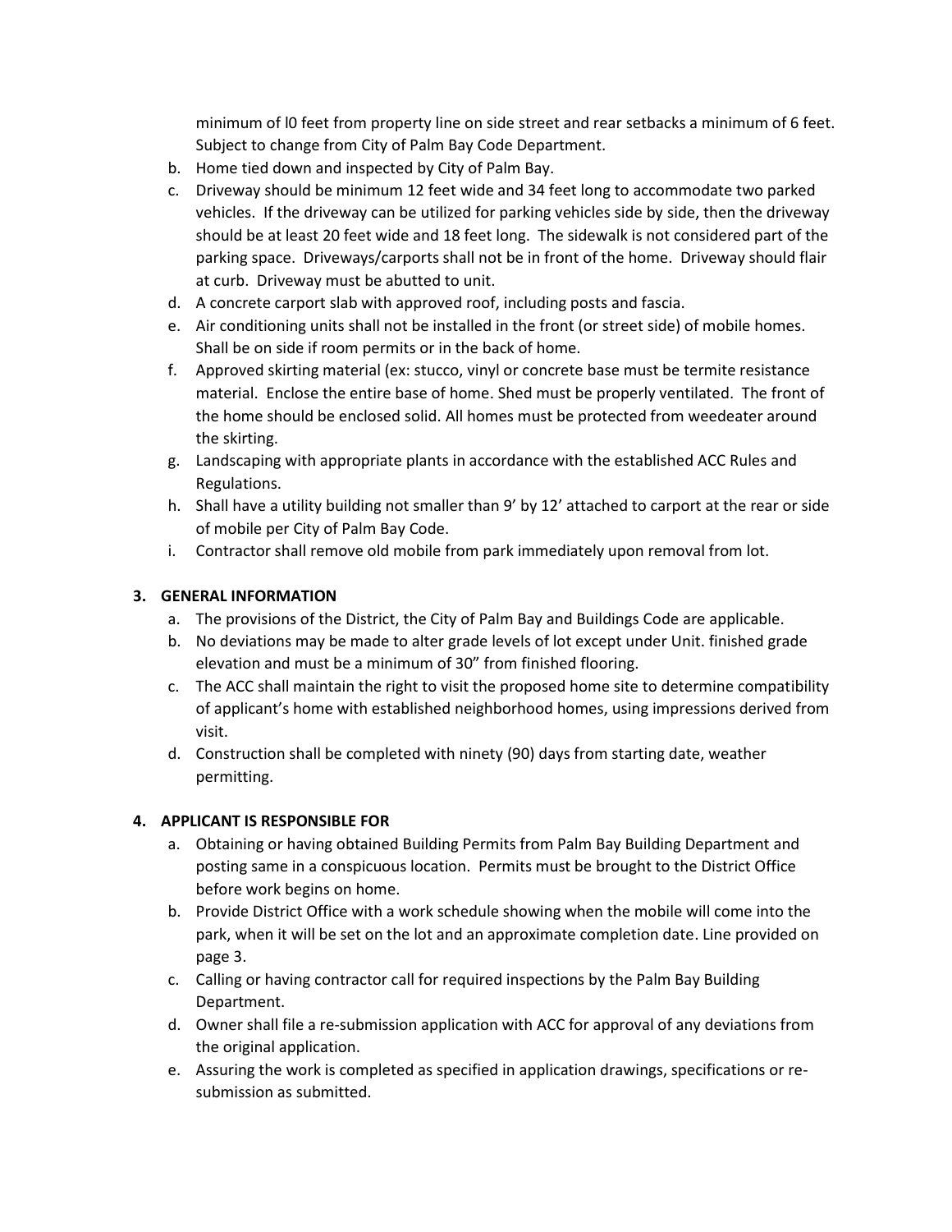minimum of l0 feet from property line on side street and rear setbacks a minimum of 6 feet. Subject to change from City of Palm Bay Code Department.

b. Home tied down and inspected by City of Palm Bay.
c. Driveway should be minimum 12 feet wide and 34 feet long to accommodate two parked vehicles. If the driveway can be utilized for parking vehicles side by side, then the driveway should be at least 20 feet wide and 18 feet long. The sidewalk is not considered part of the parking space. Driveways/carports shall not be in front of the home. Driveway should flair at curb. Driveway must be abutted to unit.
d. A concrete carport slab with approved roof, including posts and fascia.
e. Air conditioning units shall not be installed in the front (or street side) of mobile homes. Shall be on side if room permits or in the back of home.
f. Approved skirting material (ex: stucco, vinyl or concrete base must be termite resistance material. Enclose the entire base of home. Shed must be properly ventilated. The front of the home should be enclosed solid. All homes must be protected from weedeater around the skirting.
g. Landscaping with appropriate plants in accordance with the established ACC Rules and Regulations.
h. Shall have a utility building not smaller than 9' by 12' attached to carport at the rear or side of mobile per City of Palm Bay Code.
i. Contractor shall remove old mobile from park immediately upon removal from lot.

## 3. GENERAL INFORMATION

a. The provisions of the District, the City of Palm Bay and Buildings Code are applicable.
b. No deviations may be made to alter grade levels of lot except under Unit. finished grade elevation and must be a minimum of 30" from finished flooring.
c. The ACC shall maintain the right to visit the proposed home site to determine compatibility of applicant's home with established neighborhood homes, using impressions derived from visit.
d. Construction shall be completed with ninety (90) days from starting date, weather permitting.

## 4. APPLICANT IS RESPONSIBLE FOR

a. Obtaining or having obtained Building Permits from Palm Bay Building Department and posting same in a conspicuous location. Permits must be brought to the District Office before work begins on home.
b. Provide District Office with a work schedule showing when the mobile will come into the park, when it will be set on the lot and an approximate completion date. Line provided on page 3.
c. Calling or having contractor call for required inspections by the Palm Bay Building Department.
d. Owner shall file a re-submission application with ACC for approval of any deviations from the original application.
e. Assuring the work is completed as specified in application drawings, specifications or re-submission as submitted.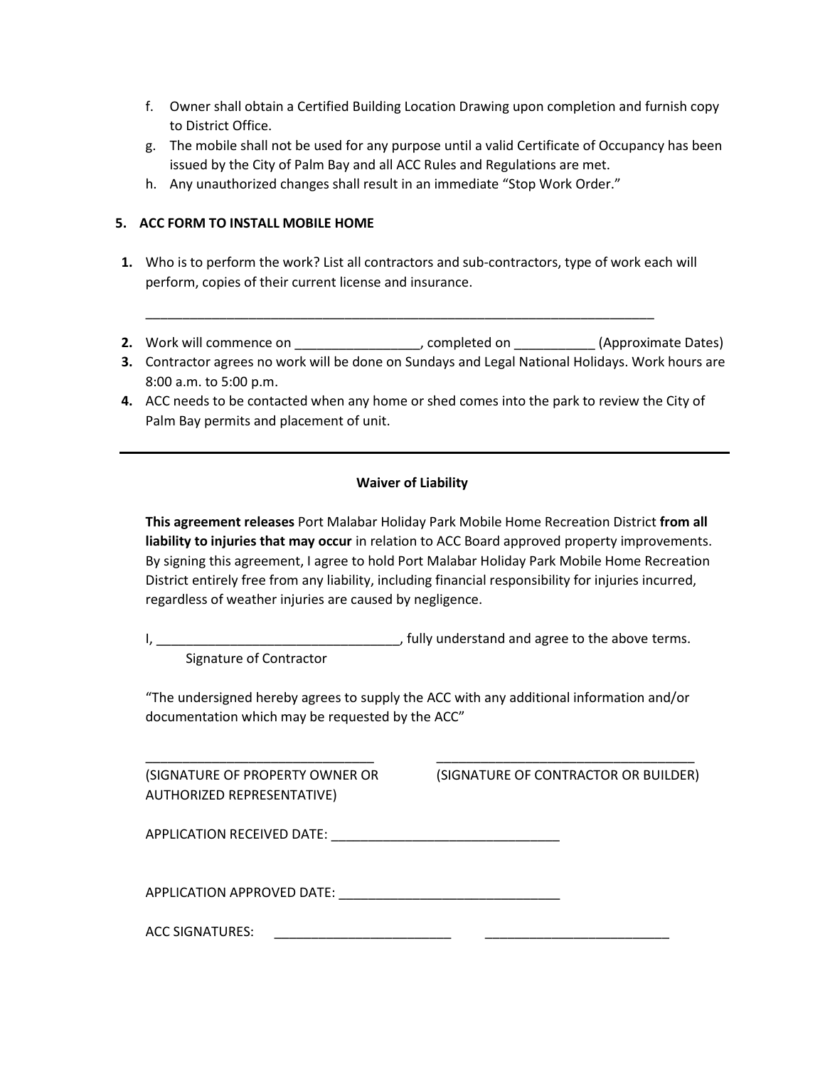f. Owner shall obtain a Certified Building Location Drawing upon completion and furnish copy to District Office.
g. The mobile shall not be used for any purpose until a valid Certificate of Occupancy has been issued by the City of Palm Bay and all ACC Rules and Regulations are met.
h. Any unauthorized changes shall result in an immediate "Stop Work Order."

**5. ACC FORM TO INSTALL MOBILE HOME**

**1.** Who is to perform the work? List all contractors and sub-contractors, type of work each will perform, copies of their current license and insurance.

___________________________________________________________________________

**2.** Work will commence on _________________, completed on ___________ (Approximate Dates)

**3.** Contractor agrees no work will be done on Sundays and Legal National Holidays. Work hours are 8:00 a.m. to 5:00 p.m.

**4.** ACC needs to be contacted when any home or shed comes into the park to review the City of Palm Bay permits and placement of unit.

---

**Waiver of Liability**

**This agreement releases** Port Malabar Holiday Park Mobile Home Recreation District **from all liability to injuries that may occur** in relation to ACC Board approved property improvements. By signing this agreement, I agree to hold Port Malabar Holiday Park Mobile Home Recreation District entirely free from any liability, including financial responsibility for injuries incurred, regardless of weather injuries are caused by negligence.

I, _________________________________, fully understand and agree to the above terms.
Signature of Contractor

"The undersigned hereby agrees to supply the ACC with any additional information and/or documentation which may be requested by the ACC"

_______________________________ ____________________________________
(SIGNATURE OF PROPERTY OWNER OR AUTHORIZED REPRESENTATIVE) (SIGNATURE OF CONTRACTOR OR BUILDER)

APPLICATION RECEIVED DATE: _______________________________

APPLICATION APPROVED DATE: _______________________________

ACC SIGNATURES: ________________________ _________________________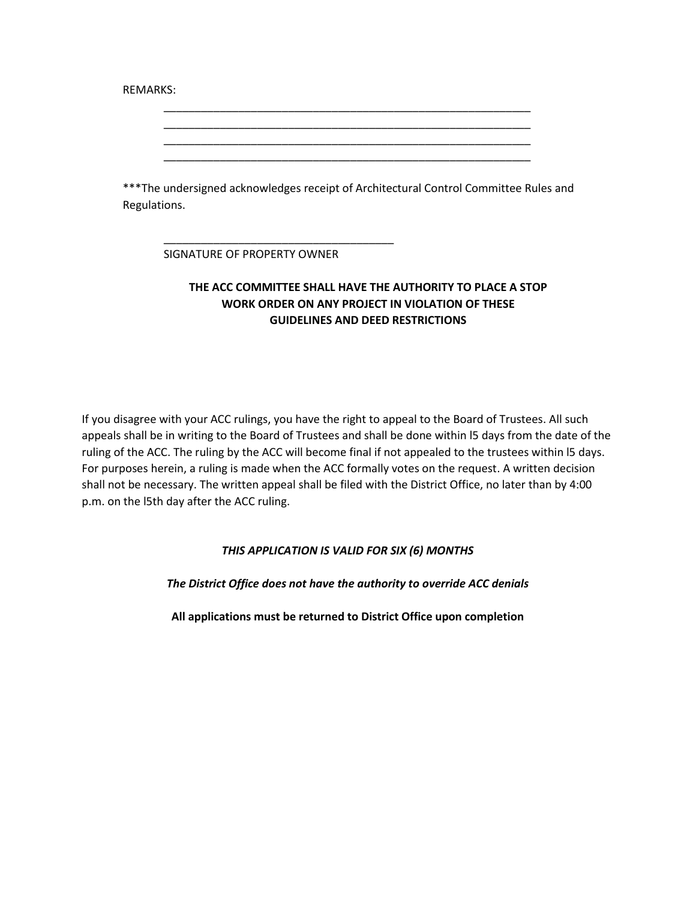REMARKS:

______________________________________________________________
______________________________________________________________
______________________________________________________________
______________________________________________________________

***The undersigned acknowledges receipt of Architectural Control Committee Rules and Regulations.

______________________________________
SIGNATURE OF PROPERTY OWNER

**THE ACC COMMITTEE SHALL HAVE THE AUTHORITY TO PLACE A STOP WORK ORDER ON ANY PROJECT IN VIOLATION OF THESE GUIDELINES AND DEED RESTRICTIONS**

If you disagree with your ACC rulings, you have the right to appeal to the Board of Trustees. All such appeals shall be in writing to the Board of Trustees and shall be done within l5 days from the date of the ruling of the ACC. The ruling by the ACC will become final if not appealed to the trustees within l5 days. For purposes herein, a ruling is made when the ACC formally votes on the request. A written decision shall not be necessary. The written appeal shall be filed with the District Office, no later than by 4:00 p.m. on the l5th day after the ACC ruling.

***THIS APPLICATION IS VALID FOR SIX (6) MONTHS***

***The District Office does not have the authority to override ACC denials***

**All applications must be returned to District Office upon completion**